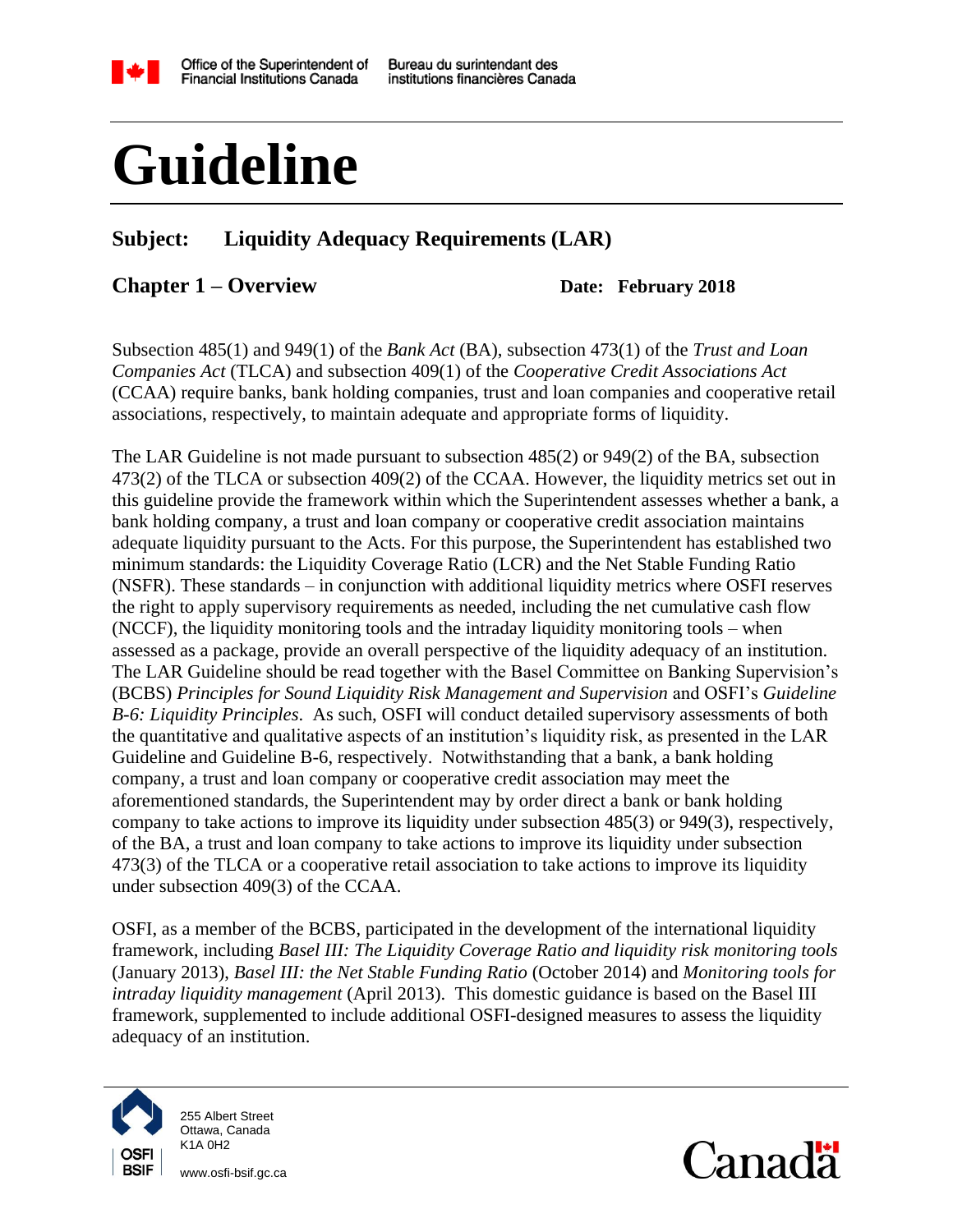# Guideline

## Subject: Liquidity Adequacy Requirements (LAR)

## Chapter 1 – Overview

**Date: February 2018**

Subsection 485(1) and 949(1) of the *Bank Act* (BA), subsection 473(1) of the *Trust and Loan Companies Act* (TLCA) and subsection 409(1) of the *Cooperative Credit Associations Act* (CCAA) require banks, bank holding companies, trust and loan companies and cooperative retail associations, respectively, to maintain adequate and appropriate forms of liquidity.

The LAR Guideline is not made pursuant to subsection 485(2) or 949(2) of the BA, subsection 473(2) of the TLCA or subsection 409(2) of the CCAA. However, the liquidity metrics set out in this guideline provide the framework within which the Superintendent assesses whether a bank, a bank holding company, a trust and loan company or cooperative credit association maintains adequate liquidity pursuant to the Acts. For this purpose, the Superintendent has established two minimum standards: the Liquidity Coverage Ratio (LCR) and the Net Stable Funding Ratio (NSFR). These standards – in conjunction with additional liquidity metrics where OSFI reserves the right to apply supervisory requirements as needed, including the net cumulative cash flow (NCCF), the liquidity monitoring tools and the intraday liquidity monitoring tools – when assessed as a package, provide an overall perspective of the liquidity adequacy of an institution. The LAR Guideline should be read together with the Basel Committee on Banking Supervision's (BCBS) *Principles for Sound Liquidity Risk Management and Supervision* and OSFI's *Guideline B-6: Liquidity Principles*. As such, OSFI will conduct detailed supervisory assessments of both the quantitative and qualitative aspects of an institution's liquidity risk, as presented in the LAR Guideline and Guideline B-6, respectively. Notwithstanding that a bank, a bank holding company, a trust and loan company or cooperative credit association may meet the aforementioned standards, the Superintendent may by order direct a bank or bank holding company to take actions to improve its liquidity under subsection 485(3) or 949(3), respectively, of the BA, a trust and loan company to take actions to improve its liquidity under subsection 473(3) of the TLCA or a cooperative retail association to take actions to improve its liquidity under subsection 409(3) of the CCAA.

OSFI, as a member of the BCBS, participated in the development of the international liquidity framework, including *Basel III: The Liquidity Coverage Ratio and liquidity risk monitoring tools* (January 2013), *Basel III: the Net Stable Funding Ratio* (October 2014) and *Monitoring tools for intraday liquidity management* (April 2013). This domestic guidance is based on the Basel III framework, supplemented to include additional OSFI-designed measures to assess the liquidity adequacy of an institution.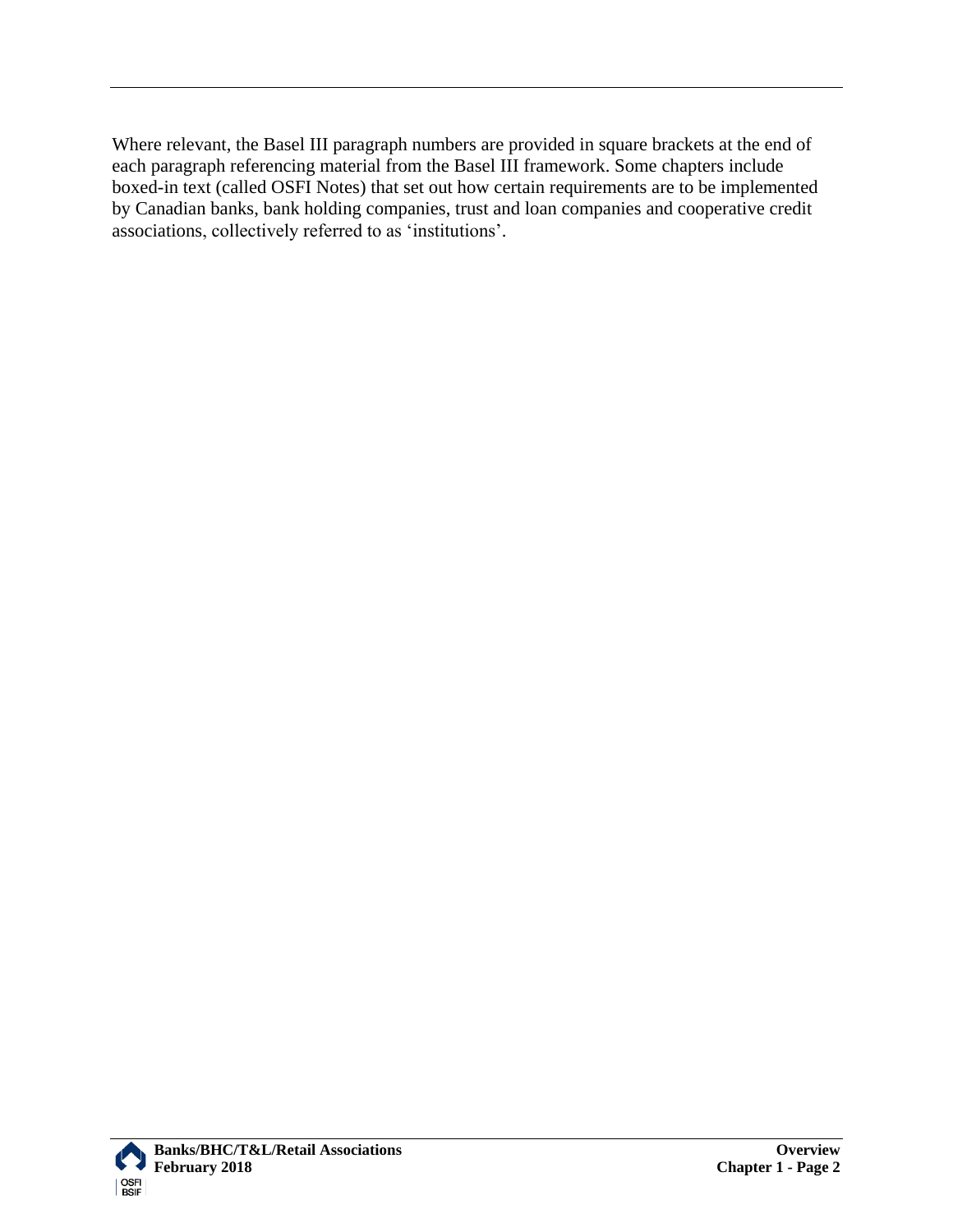Where relevant, the Basel III paragraph numbers are provided in square brackets at the end of each paragraph referencing material from the Basel III framework. Some chapters include boxed-in text (called OSFI Notes) that set out how certain requirements are to be implemented by Canadian banks, bank holding companies, trust and loan companies and cooperative credit associations, collectively referred to as 'institutions'.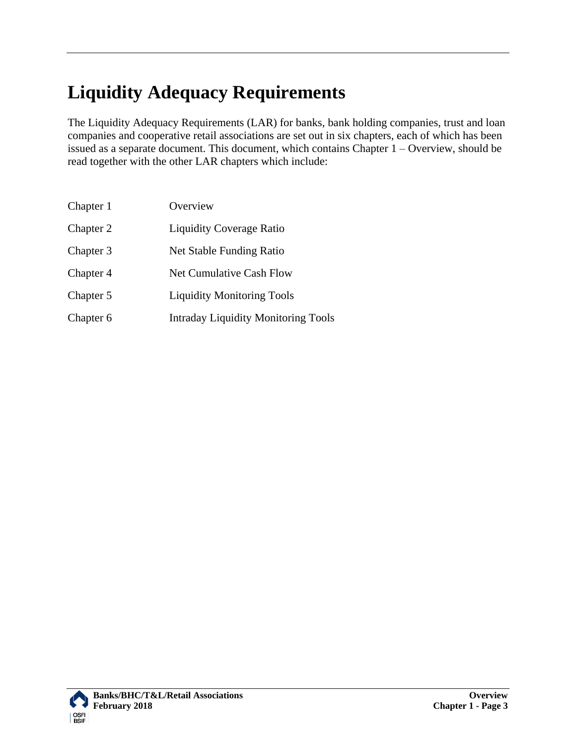# Liquidity Adequacy Requirements

The Liquidity Adequacy Requirements (LAR) for banks, bank holding companies, trust and loan companies and cooperative retail associations are set out in six chapters, each of which has been issued as a separate document. This document, which contains Chapter 1 – Overview, should be read together with the other LAR chapters which include:

| | |
|---|---|
| Chapter 1 | Overview |
| Chapter 2 | Liquidity Coverage Ratio |
| Chapter 3 | Net Stable Funding Ratio |
| Chapter 4 | Net Cumulative Cash Flow |
| Chapter 5 | Liquidity Monitoring Tools |
| Chapter 6 | Intraday Liquidity Monitoring Tools |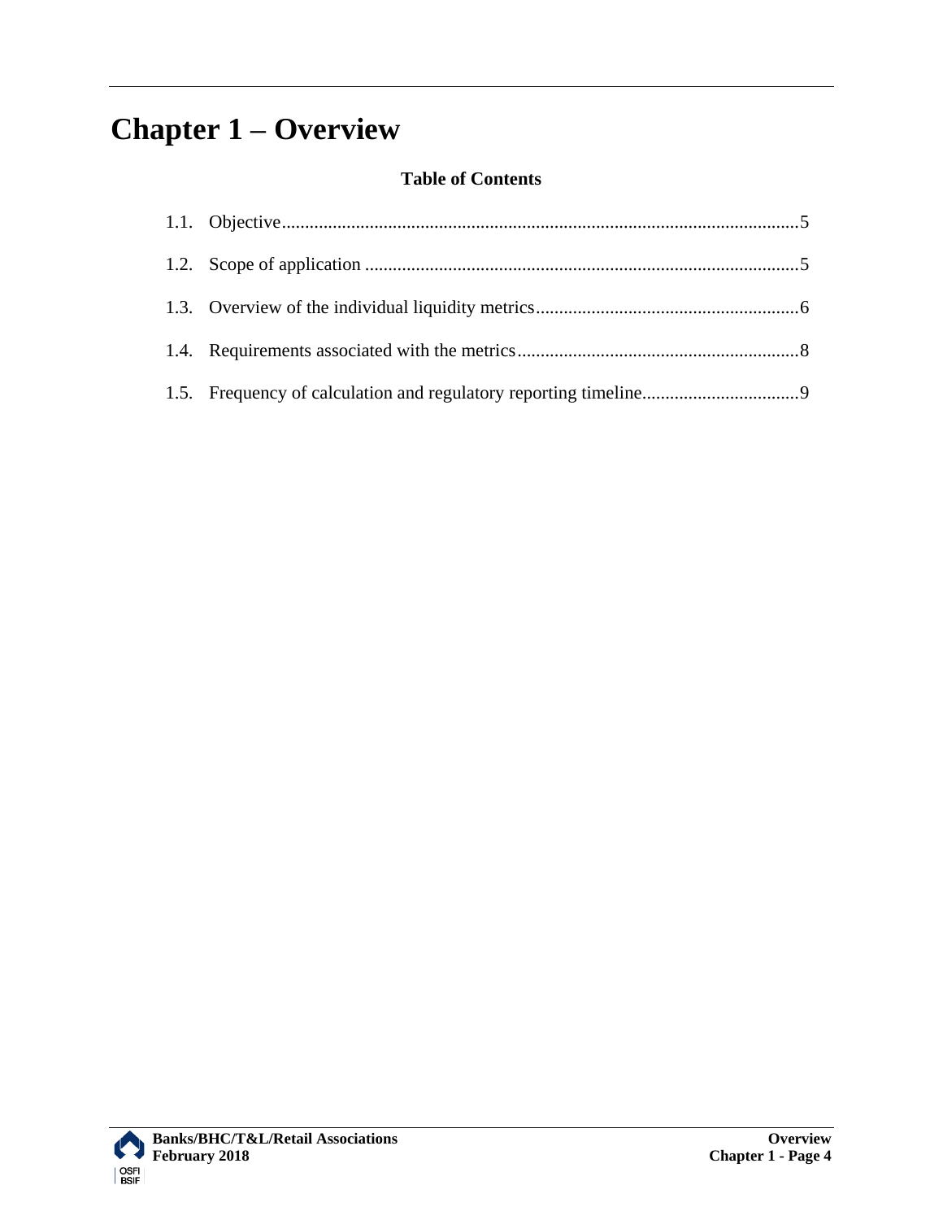# Chapter 1 – Overview

**Table of Contents**

1.1. Objective ....................................................................................................................5

1.2. Scope of application ..................................................................................................5

1.3. Overview of the individual liquidity metrics ............................................................6

1.4. Requirements associated with the metrics ................................................................8

1.5. Frequency of calculation and regulatory reporting timeline .....................................9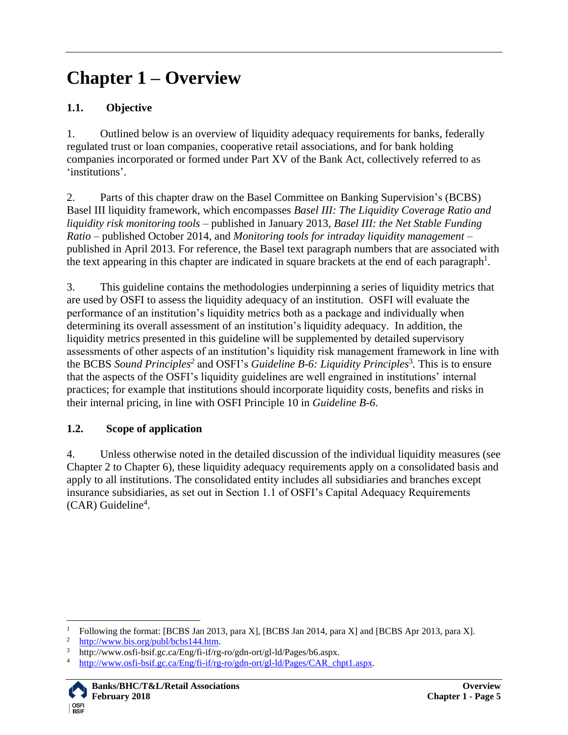# Chapter 1 – Overview

## 1.1. Objective

1. Outlined below is an overview of liquidity adequacy requirements for banks, federally regulated trust or loan companies, cooperative retail associations, and for bank holding companies incorporated or formed under Part XV of the Bank Act, collectively referred to as 'institutions'.

2. Parts of this chapter draw on the Basel Committee on Banking Supervision's (BCBS) Basel III liquidity framework, which encompasses *Basel III: The Liquidity Coverage Ratio and liquidity risk monitoring tools* – published in January 2013, *Basel III: the Net Stable Funding Ratio* – published October 2014, and *Monitoring tools for intraday liquidity management* – published in April 2013. For reference, the Basel text paragraph numbers that are associated with the text appearing in this chapter are indicated in square brackets at the end of each paragraph[1].

3. This guideline contains the methodologies underpinning a series of liquidity metrics that are used by OSFI to assess the liquidity adequacy of an institution. OSFI will evaluate the performance of an institution's liquidity metrics both as a package and individually when determining its overall assessment of an institution's liquidity adequacy. In addition, the liquidity metrics presented in this guideline will be supplemented by detailed supervisory assessments of other aspects of an institution's liquidity risk management framework in line with the BCBS *Sound Principles*[2] and OSFI's *Guideline B-6: Liquidity Principles*[3]. This is to ensure that the aspects of the OSFI's liquidity guidelines are well engrained in institutions' internal practices; for example that institutions should incorporate liquidity costs, benefits and risks in their internal pricing, in line with OSFI Principle 10 in *Guideline B-6*.

## 1.2. Scope of application

4. Unless otherwise noted in the detailed discussion of the individual liquidity measures (see Chapter 2 to Chapter 6), these liquidity adequacy requirements apply on a consolidated basis and apply to all institutions. The consolidated entity includes all subsidiaries and branches except insurance subsidiaries, as set out in Section 1.1 of OSFI's Capital Adequacy Requirements (CAR) Guideline[4].

---

[1] Following the format: [BCBS Jan 2013, para X], [BCBS Jan 2014, para X] and [BCBS Apr 2013, para X].

[2] http://www.bis.org/publ/bcbs144.htm.

[3] http://www.osfi-bsif.gc.ca/Eng/fi-if/rg-ro/gdn-ort/gl-ld/Pages/b6.aspx.

[4] http://www.osfi-bsif.gc.ca/Eng/fi-if/rg-ro/gdn-ort/gl-ld/Pages/CAR_chpt1.aspx.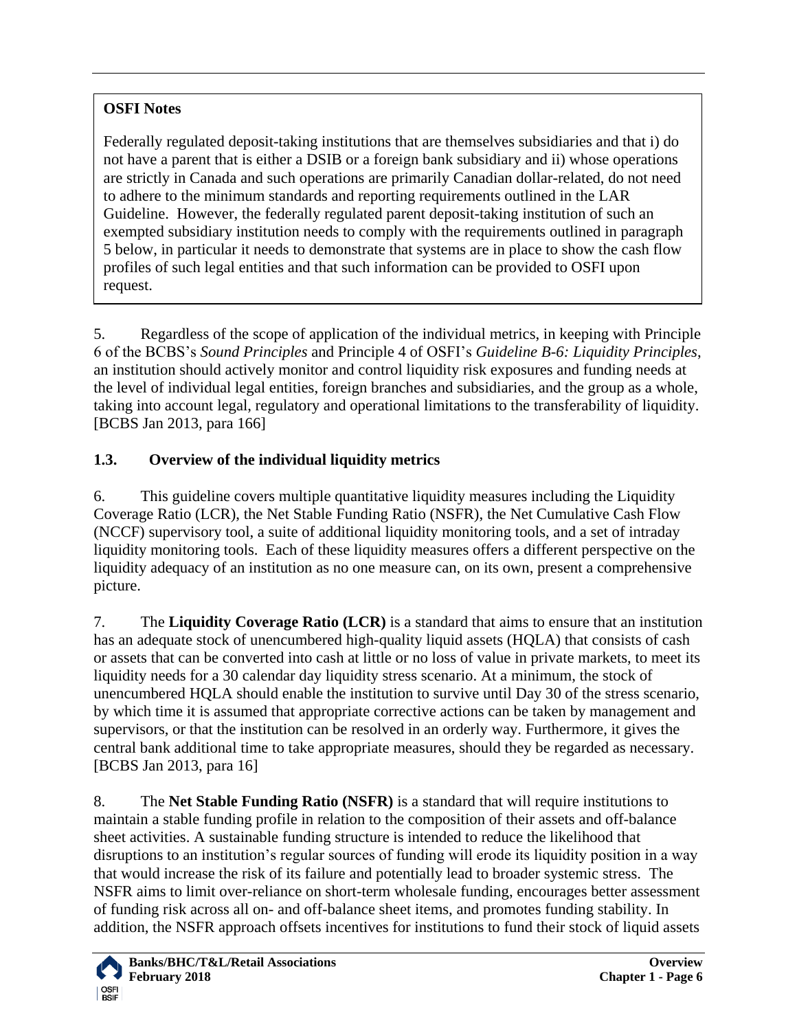**OSFI Notes**

Federally regulated deposit-taking institutions that are themselves subsidiaries and that i) do not have a parent that is either a DSIB or a foreign bank subsidiary and ii) whose operations are strictly in Canada and such operations are primarily Canadian dollar-related, do not need to adhere to the minimum standards and reporting requirements outlined in the LAR Guideline. However, the federally regulated parent deposit-taking institution of such an exempted subsidiary institution needs to comply with the requirements outlined in paragraph 5 below, in particular it needs to demonstrate that systems are in place to show the cash flow profiles of such legal entities and that such information can be provided to OSFI upon request.

5. Regardless of the scope of application of the individual metrics, in keeping with Principle 6 of the BCBS's *Sound Principles* and Principle 4 of OSFI's *Guideline B-6: Liquidity Principles*, an institution should actively monitor and control liquidity risk exposures and funding needs at the level of individual legal entities, foreign branches and subsidiaries, and the group as a whole, taking into account legal, regulatory and operational limitations to the transferability of liquidity. [BCBS Jan 2013, para 166]

### 1.3. Overview of the individual liquidity metrics

6. This guideline covers multiple quantitative liquidity measures including the Liquidity Coverage Ratio (LCR), the Net Stable Funding Ratio (NSFR), the Net Cumulative Cash Flow (NCCF) supervisory tool, a suite of additional liquidity monitoring tools, and a set of intraday liquidity monitoring tools. Each of these liquidity measures offers a different perspective on the liquidity adequacy of an institution as no one measure can, on its own, present a comprehensive picture.

7. The **Liquidity Coverage Ratio (LCR)** is a standard that aims to ensure that an institution has an adequate stock of unencumbered high-quality liquid assets (HQLA) that consists of cash or assets that can be converted into cash at little or no loss of value in private markets, to meet its liquidity needs for a 30 calendar day liquidity stress scenario. At a minimum, the stock of unencumbered HQLA should enable the institution to survive until Day 30 of the stress scenario, by which time it is assumed that appropriate corrective actions can be taken by management and supervisors, or that the institution can be resolved in an orderly way. Furthermore, it gives the central bank additional time to take appropriate measures, should they be regarded as necessary. [BCBS Jan 2013, para 16]

8. The **Net Stable Funding Ratio (NSFR)** is a standard that will require institutions to maintain a stable funding profile in relation to the composition of their assets and off-balance sheet activities. A sustainable funding structure is intended to reduce the likelihood that disruptions to an institution's regular sources of funding will erode its liquidity position in a way that would increase the risk of its failure and potentially lead to broader systemic stress. The NSFR aims to limit over-reliance on short-term wholesale funding, encourages better assessment of funding risk across all on- and off-balance sheet items, and promotes funding stability. In addition, the NSFR approach offsets incentives for institutions to fund their stock of liquid assets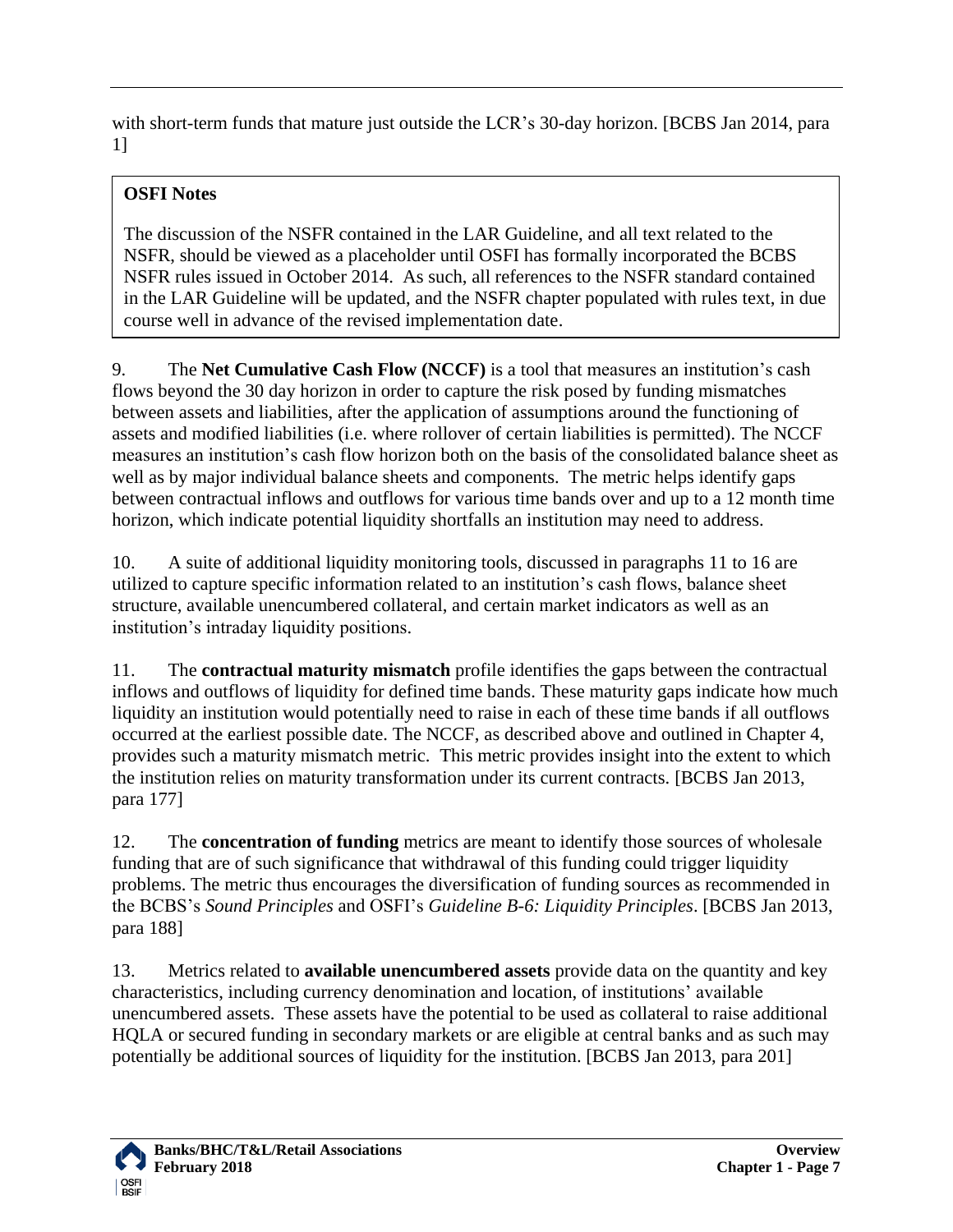with short-term funds that mature just outside the LCR's 30-day horizon. [BCBS Jan 2014, para 1]

> **OSFI Notes**
>
> The discussion of the NSFR contained in the LAR Guideline, and all text related to the NSFR, should be viewed as a placeholder until OSFI has formally incorporated the BCBS NSFR rules issued in October 2014. As such, all references to the NSFR standard contained in the LAR Guideline will be updated, and the NSFR chapter populated with rules text, in due course well in advance of the revised implementation date.

9. The **Net Cumulative Cash Flow (NCCF)** is a tool that measures an institution's cash flows beyond the 30 day horizon in order to capture the risk posed by funding mismatches between assets and liabilities, after the application of assumptions around the functioning of assets and modified liabilities (i.e. where rollover of certain liabilities is permitted). The NCCF measures an institution's cash flow horizon both on the basis of the consolidated balance sheet as well as by major individual balance sheets and components. The metric helps identify gaps between contractual inflows and outflows for various time bands over and up to a 12 month time horizon, which indicate potential liquidity shortfalls an institution may need to address.

10. A suite of additional liquidity monitoring tools, discussed in paragraphs 11 to 16 are utilized to capture specific information related to an institution's cash flows, balance sheet structure, available unencumbered collateral, and certain market indicators as well as an institution's intraday liquidity positions.

11. The **contractual maturity mismatch** profile identifies the gaps between the contractual inflows and outflows of liquidity for defined time bands. These maturity gaps indicate how much liquidity an institution would potentially need to raise in each of these time bands if all outflows occurred at the earliest possible date. The NCCF, as described above and outlined in Chapter 4, provides such a maturity mismatch metric. This metric provides insight into the extent to which the institution relies on maturity transformation under its current contracts. [BCBS Jan 2013, para 177]

12. The **concentration of funding** metrics are meant to identify those sources of wholesale funding that are of such significance that withdrawal of this funding could trigger liquidity problems. The metric thus encourages the diversification of funding sources as recommended in the BCBS's *Sound Principles* and OSFI's *Guideline B-6: Liquidity Principles*. [BCBS Jan 2013, para 188]

13. Metrics related to **available unencumbered assets** provide data on the quantity and key characteristics, including currency denomination and location, of institutions' available unencumbered assets. These assets have the potential to be used as collateral to raise additional HQLA or secured funding in secondary markets or are eligible at central banks and as such may potentially be additional sources of liquidity for the institution. [BCBS Jan 2013, para 201]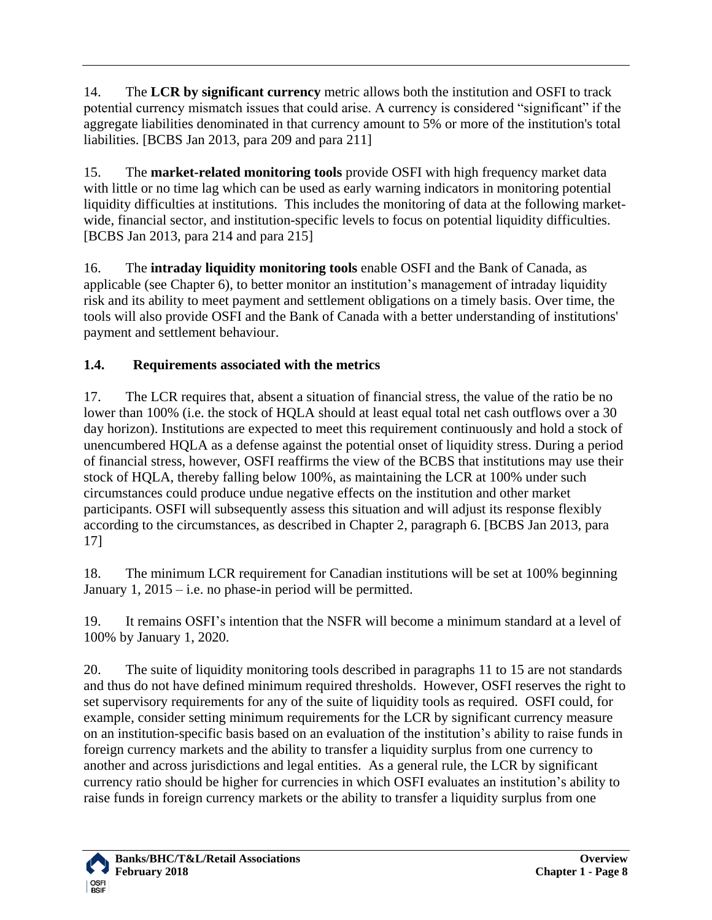14. The **LCR by significant currency** metric allows both the institution and OSFI to track potential currency mismatch issues that could arise. A currency is considered "significant" if the aggregate liabilities denominated in that currency amount to 5% or more of the institution's total liabilities. [BCBS Jan 2013, para 209 and para 211]

15. The **market-related monitoring tools** provide OSFI with high frequency market data with little or no time lag which can be used as early warning indicators in monitoring potential liquidity difficulties at institutions. This includes the monitoring of data at the following market-wide, financial sector, and institution-specific levels to focus on potential liquidity difficulties. [BCBS Jan 2013, para 214 and para 215]

16. The **intraday liquidity monitoring tools** enable OSFI and the Bank of Canada, as applicable (see Chapter 6), to better monitor an institution's management of intraday liquidity risk and its ability to meet payment and settlement obligations on a timely basis. Over time, the tools will also provide OSFI and the Bank of Canada with a better understanding of institutions' payment and settlement behaviour.

## 1.4. Requirements associated with the metrics

17. The LCR requires that, absent a situation of financial stress, the value of the ratio be no lower than 100% (i.e. the stock of HQLA should at least equal total net cash outflows over a 30 day horizon). Institutions are expected to meet this requirement continuously and hold a stock of unencumbered HQLA as a defense against the potential onset of liquidity stress. During a period of financial stress, however, OSFI reaffirms the view of the BCBS that institutions may use their stock of HQLA, thereby falling below 100%, as maintaining the LCR at 100% under such circumstances could produce undue negative effects on the institution and other market participants. OSFI will subsequently assess this situation and will adjust its response flexibly according to the circumstances, as described in Chapter 2, paragraph 6. [BCBS Jan 2013, para 17]

18. The minimum LCR requirement for Canadian institutions will be set at 100% beginning January 1, 2015 – i.e. no phase-in period will be permitted.

19. It remains OSFI's intention that the NSFR will become a minimum standard at a level of 100% by January 1, 2020.

20. The suite of liquidity monitoring tools described in paragraphs 11 to 15 are not standards and thus do not have defined minimum required thresholds. However, OSFI reserves the right to set supervisory requirements for any of the suite of liquidity tools as required. OSFI could, for example, consider setting minimum requirements for the LCR by significant currency measure on an institution-specific basis based on an evaluation of the institution's ability to raise funds in foreign currency markets and the ability to transfer a liquidity surplus from one currency to another and across jurisdictions and legal entities. As a general rule, the LCR by significant currency ratio should be higher for currencies in which OSFI evaluates an institution's ability to raise funds in foreign currency markets or the ability to transfer a liquidity surplus from one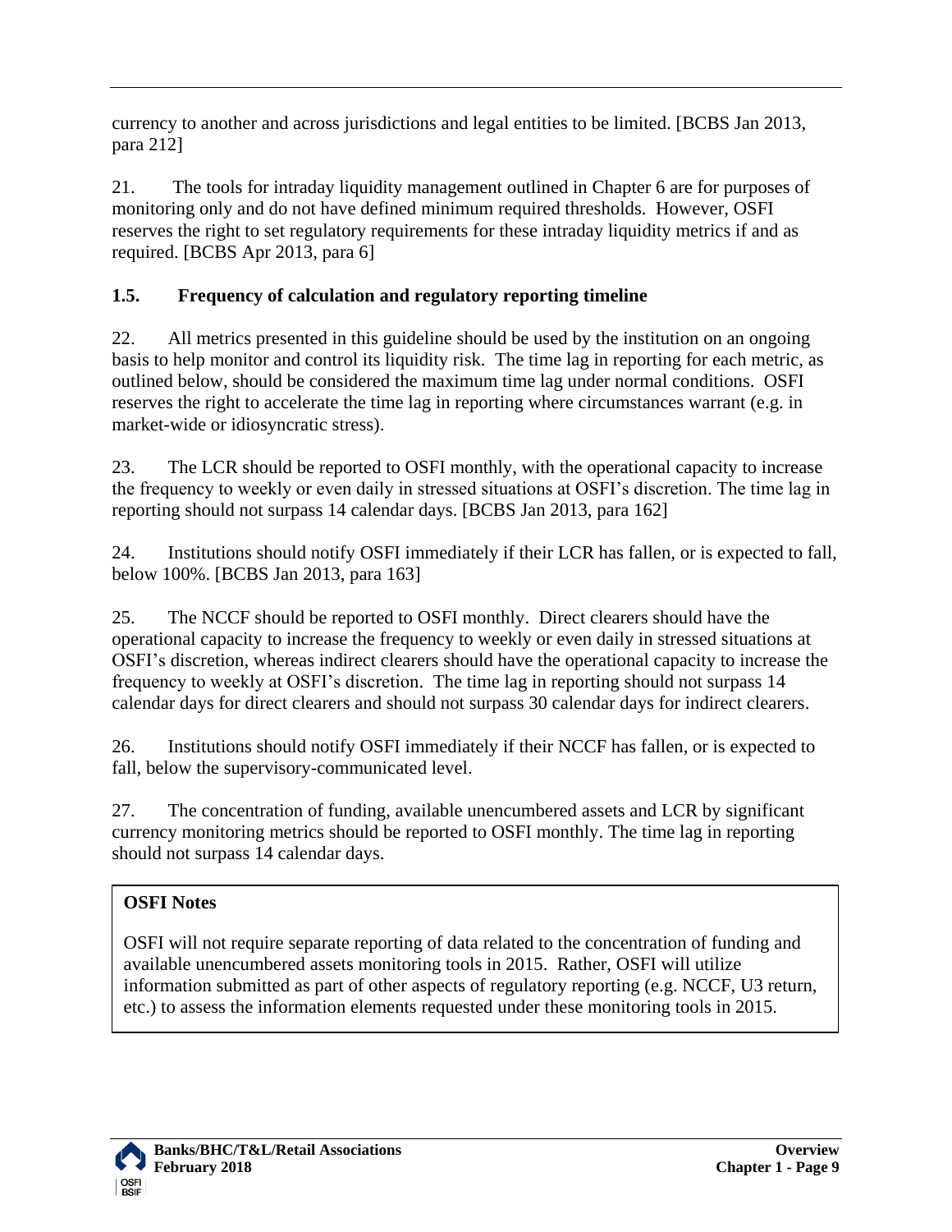currency to another and across jurisdictions and legal entities to be limited. [BCBS Jan 2013, para 212]

21. The tools for intraday liquidity management outlined in Chapter 6 are for purposes of monitoring only and do not have defined minimum required thresholds. However, OSFI reserves the right to set regulatory requirements for these intraday liquidity metrics if and as required. [BCBS Apr 2013, para 6]

### 1.5. Frequency of calculation and regulatory reporting timeline

22. All metrics presented in this guideline should be used by the institution on an ongoing basis to help monitor and control its liquidity risk. The time lag in reporting for each metric, as outlined below, should be considered the maximum time lag under normal conditions. OSFI reserves the right to accelerate the time lag in reporting where circumstances warrant (e.g. in market-wide or idiosyncratic stress).

23. The LCR should be reported to OSFI monthly, with the operational capacity to increase the frequency to weekly or even daily in stressed situations at OSFI's discretion. The time lag in reporting should not surpass 14 calendar days. [BCBS Jan 2013, para 162]

24. Institutions should notify OSFI immediately if their LCR has fallen, or is expected to fall, below 100%. [BCBS Jan 2013, para 163]

25. The NCCF should be reported to OSFI monthly. Direct clearers should have the operational capacity to increase the frequency to weekly or even daily in stressed situations at OSFI's discretion, whereas indirect clearers should have the operational capacity to increase the frequency to weekly at OSFI's discretion. The time lag in reporting should not surpass 14 calendar days for direct clearers and should not surpass 30 calendar days for indirect clearers.

26. Institutions should notify OSFI immediately if their NCCF has fallen, or is expected to fall, below the supervisory-communicated level.

27. The concentration of funding, available unencumbered assets and LCR by significant currency monitoring metrics should be reported to OSFI monthly. The time lag in reporting should not surpass 14 calendar days.

**OSFI Notes**

OSFI will not require separate reporting of data related to the concentration of funding and available unencumbered assets monitoring tools in 2015. Rather, OSFI will utilize information submitted as part of other aspects of regulatory reporting (e.g. NCCF, U3 return, etc.) to assess the information elements requested under these monitoring tools in 2015.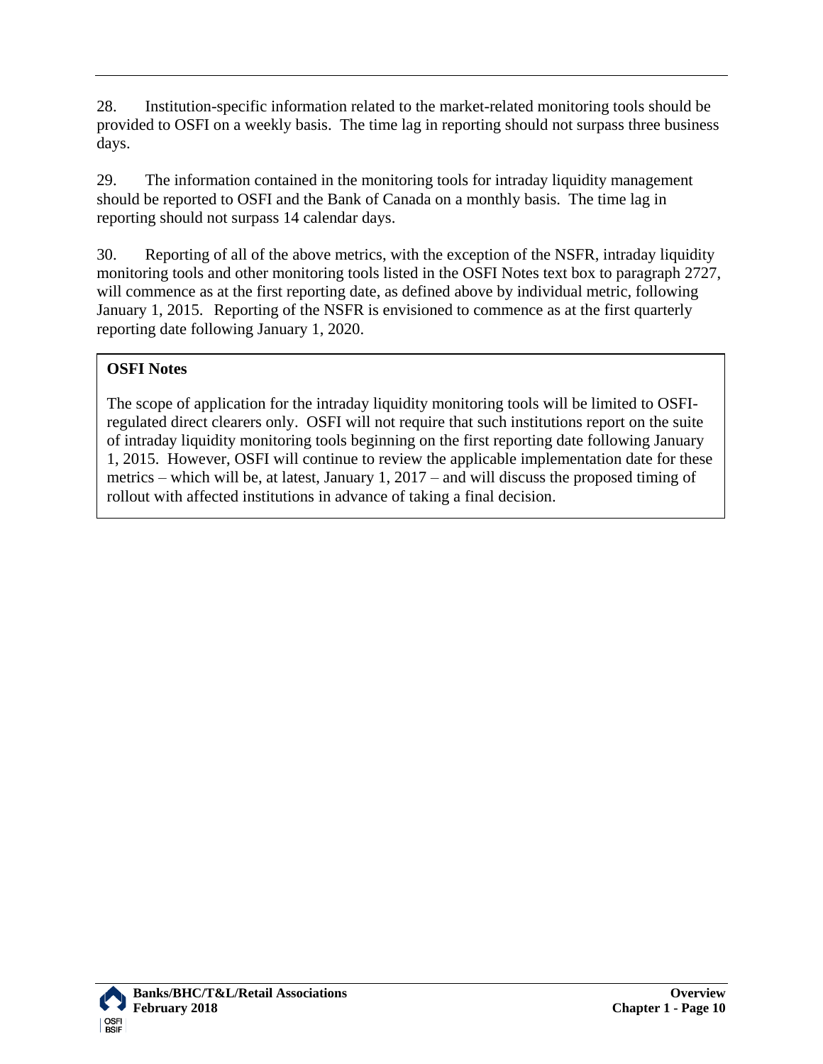28. Institution-specific information related to the market-related monitoring tools should be provided to OSFI on a weekly basis. The time lag in reporting should not surpass three business days.

29. The information contained in the monitoring tools for intraday liquidity management should be reported to OSFI and the Bank of Canada on a monthly basis. The time lag in reporting should not surpass 14 calendar days.

30. Reporting of all of the above metrics, with the exception of the NSFR, intraday liquidity monitoring tools and other monitoring tools listed in the OSFI Notes text box to paragraph 2727, will commence as at the first reporting date, as defined above by individual metric, following January 1, 2015. Reporting of the NSFR is envisioned to commence as at the first quarterly reporting date following January 1, 2020.

**OSFI Notes**

The scope of application for the intraday liquidity monitoring tools will be limited to OSFI-regulated direct clearers only. OSFI will not require that such institutions report on the suite of intraday liquidity monitoring tools beginning on the first reporting date following January 1, 2015. However, OSFI will continue to review the applicable implementation date for these metrics – which will be, at latest, January 1, 2017 – and will discuss the proposed timing of rollout with affected institutions in advance of taking a final decision.